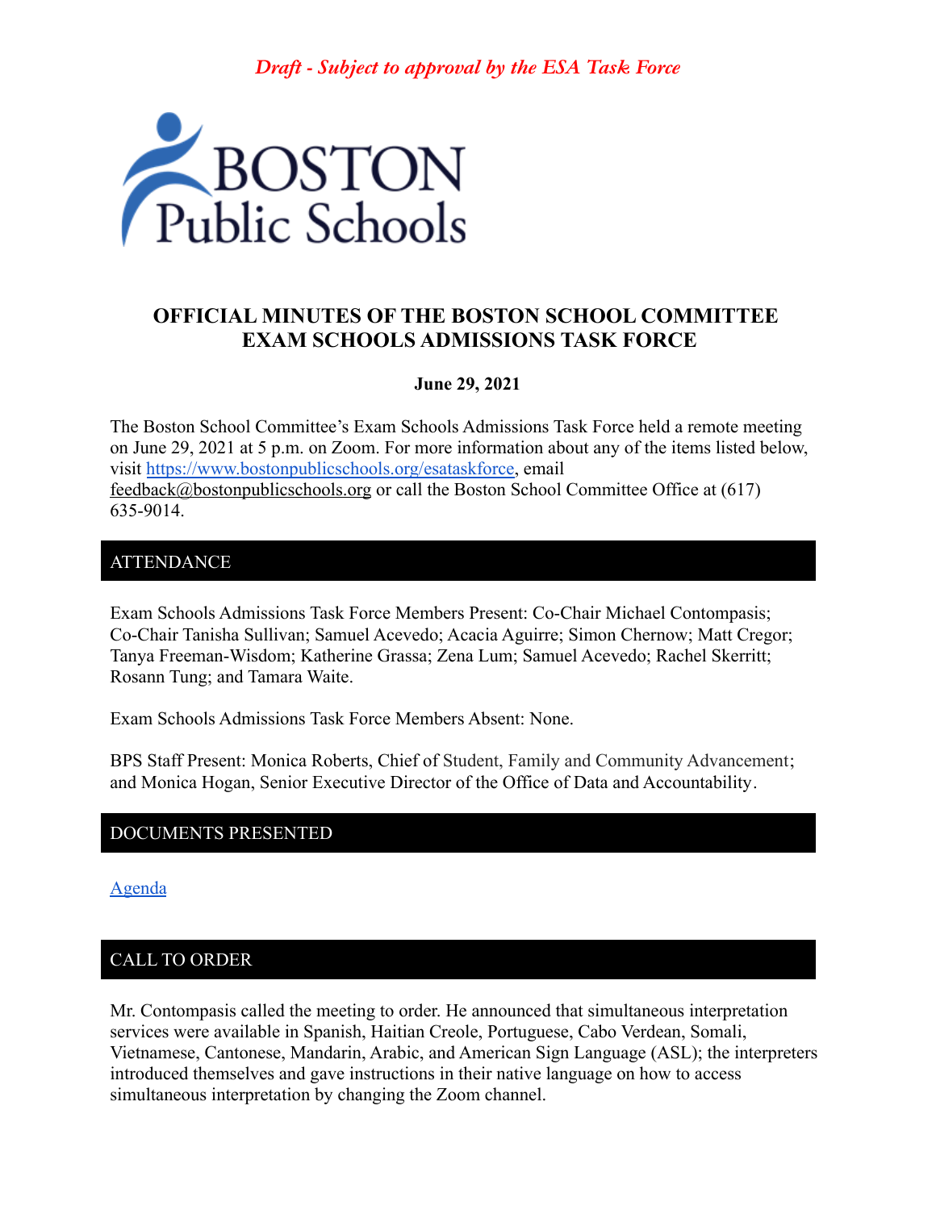*Draft - Subject to approval by the ESA Task Force*

BOSTON Public Schools

# OFFICIAL MINUTES OF THE BOSTON SCHOOL COMMITTEE EXAM SCHOOLS ADMISSIONS TASK FORCE

**June 29, 2021**

The Boston School Committee's Exam Schools Admissions Task Force held a remote meeting on June 29, 2021 at 5 p.m. on Zoom. For more information about any of the items listed below, visit [https://www.bostonpublicschools.org/esataskforce](https://www.bostonpublicschools.org/esataskforce), email feedback@bostonpublicschools.org or call the Boston School Committee Office at (617) 635-9014.

## ATTENDANCE

Exam Schools Admissions Task Force Members Present: Co-Chair Michael Contompasis; Co-Chair Tanisha Sullivan; Samuel Acevedo; Acacia Aguirre; Simon Chernow; Matt Cregor; Tanya Freeman-Wisdom; Katherine Grassa; Zena Lum; Samuel Acevedo; Rachel Skerritt; Rosann Tung; and Tamara Waite.

Exam Schools Admissions Task Force Members Absent: None.

BPS Staff Present: Monica Roberts, Chief of Student, Family and Community Advancement; and Monica Hogan, Senior Executive Director of the Office of Data and Accountability.

## DOCUMENTS PRESENTED

[Agenda]

## CALL TO ORDER

Mr. Contompasis called the meeting to order. He announced that simultaneous interpretation services were available in Spanish, Haitian Creole, Portuguese, Cabo Verdean, Somali, Vietnamese, Cantonese, Mandarin, Arabic, and American Sign Language (ASL); the interpreters introduced themselves and gave instructions in their native language on how to access simultaneous interpretation by changing the Zoom channel.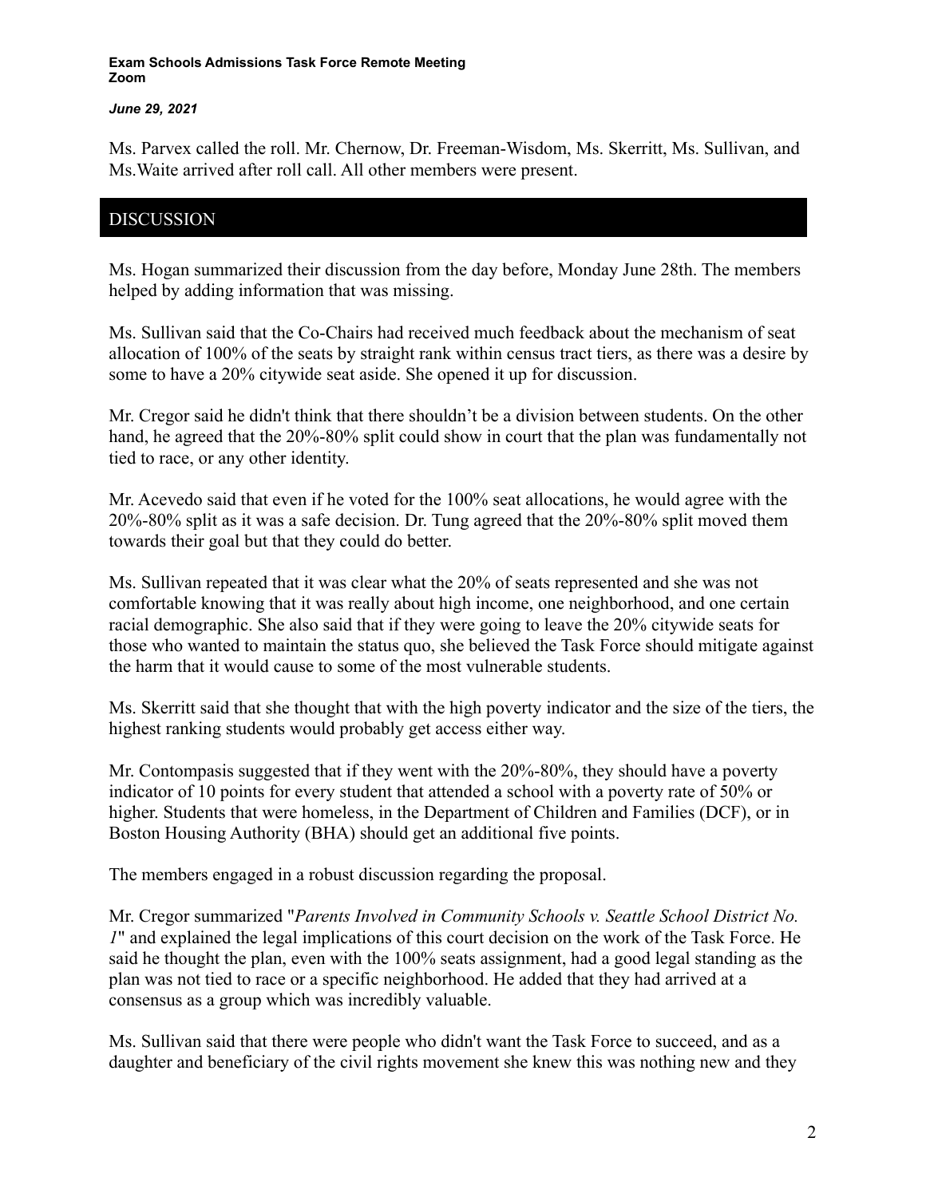Ms. Parvex called the roll. Mr. Chernow, Dr. Freeman-Wisdom, Ms. Skerritt, Ms. Sullivan, and Ms.Waite arrived after roll call. All other members were present.

## DISCUSSION

Ms. Hogan summarized their discussion from the day before, Monday June 28th. The members helped by adding information that was missing.

Ms. Sullivan said that the Co-Chairs had received much feedback about the mechanism of seat allocation of 100% of the seats by straight rank within census tract tiers, as there was a desire by some to have a 20% citywide seat aside. She opened it up for discussion.

Mr. Cregor said he didn't think that there shouldn't be a division between students. On the other hand, he agreed that the 20%-80% split could show in court that the plan was fundamentally not tied to race, or any other identity.

Mr. Acevedo said that even if he voted for the 100% seat allocations, he would agree with the 20%-80% split as it was a safe decision. Dr. Tung agreed that the 20%-80% split moved them towards their goal but that they could do better.

Ms. Sullivan repeated that it was clear what the 20% of seats represented and she was not comfortable knowing that it was really about high income, one neighborhood, and one certain racial demographic. She also said that if they were going to leave the 20% citywide seats for those who wanted to maintain the status quo, she believed the Task Force should mitigate against the harm that it would cause to some of the most vulnerable students.

Ms. Skerritt said that she thought that with the high poverty indicator and the size of the tiers, the highest ranking students would probably get access either way.

Mr. Contompasis suggested that if they went with the 20%-80%, they should have a poverty indicator of 10 points for every student that attended a school with a poverty rate of 50% or higher. Students that were homeless, in the Department of Children and Families (DCF), or in Boston Housing Authority (BHA) should get an additional five points.

The members engaged in a robust discussion regarding the proposal.

Mr. Cregor summarized "*Parents Involved in Community Schools v. Seattle School District No. 1*" and explained the legal implications of this court decision on the work of the Task Force. He said he thought the plan, even with the 100% seats assignment, had a good legal standing as the plan was not tied to race or a specific neighborhood. He added that they had arrived at a consensus as a group which was incredibly valuable.

Ms. Sullivan said that there were people who didn't want the Task Force to succeed, and as a daughter and beneficiary of the civil rights movement she knew this was nothing new and they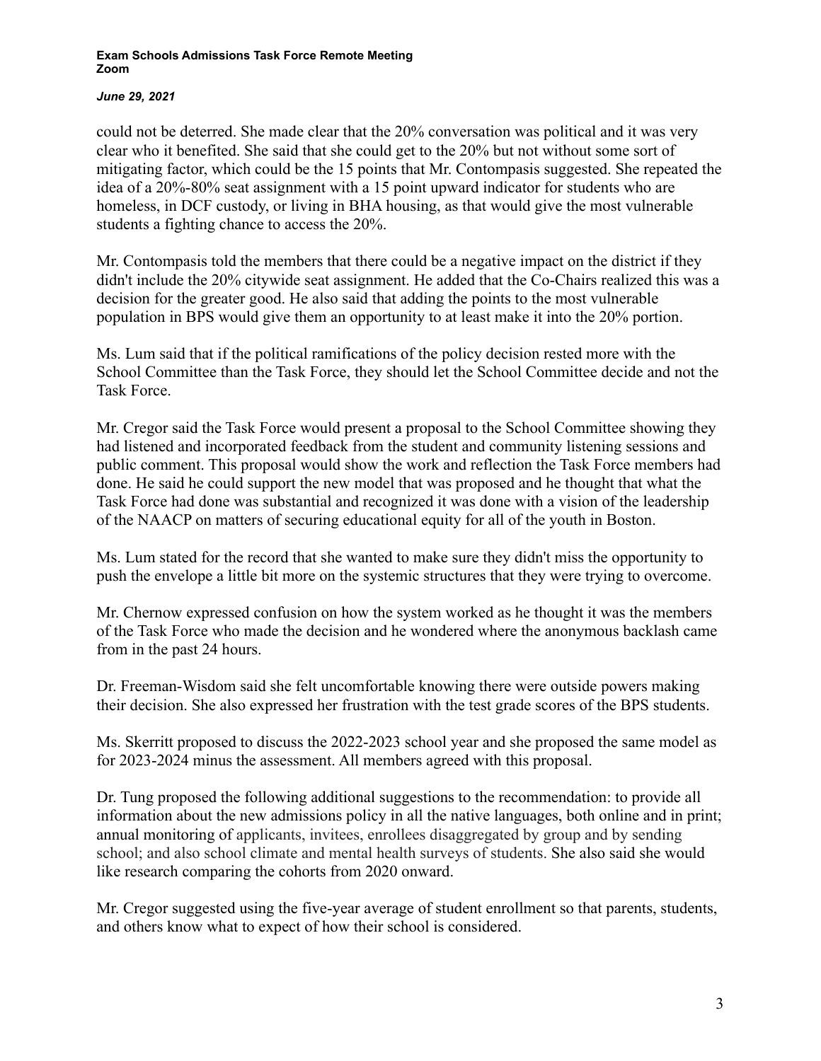could not be deterred. She made clear that the 20% conversation was political and it was very clear who it benefited. She said that she could get to the 20% but not without some sort of mitigating factor, which could be the 15 points that Mr. Contompasis suggested. She repeated the idea of a 20%-80% seat assignment with a 15 point upward indicator for students who are homeless, in DCF custody, or living in BHA housing, as that would give the most vulnerable students a fighting chance to access the 20%.

Mr. Contompasis told the members that there could be a negative impact on the district if they didn't include the 20% citywide seat assignment. He added that the Co-Chairs realized this was a decision for the greater good. He also said that adding the points to the most vulnerable population in BPS would give them an opportunity to at least make it into the 20% portion.

Ms. Lum said that if the political ramifications of the policy decision rested more with the School Committee than the Task Force, they should let the School Committee decide and not the Task Force.

Mr. Cregor said the Task Force would present a proposal to the School Committee showing they had listened and incorporated feedback from the student and community listening sessions and public comment. This proposal would show the work and reflection the Task Force members had done. He said he could support the new model that was proposed and he thought that what the Task Force had done was substantial and recognized it was done with a vision of the leadership of the NAACP on matters of securing educational equity for all of the youth in Boston.

Ms. Lum stated for the record that she wanted to make sure they didn't miss the opportunity to push the envelope a little bit more on the systemic structures that they were trying to overcome.

Mr. Chernow expressed confusion on how the system worked as he thought it was the members of the Task Force who made the decision and he wondered where the anonymous backlash came from in the past 24 hours.

Dr. Freeman-Wisdom said she felt uncomfortable knowing there were outside powers making their decision. She also expressed her frustration with the test grade scores of the BPS students.

Ms. Skerritt proposed to discuss the 2022-2023 school year and she proposed the same model as for 2023-2024 minus the assessment. All members agreed with this proposal.

Dr. Tung proposed the following additional suggestions to the recommendation: to provide all information about the new admissions policy in all the native languages, both online and in print; annual monitoring of applicants, invitees, enrollees disaggregated by group and by sending school; and also school climate and mental health surveys of students. She also said she would like research comparing the cohorts from 2020 onward.

Mr. Cregor suggested using the five-year average of student enrollment so that parents, students, and others know what to expect of how their school is considered.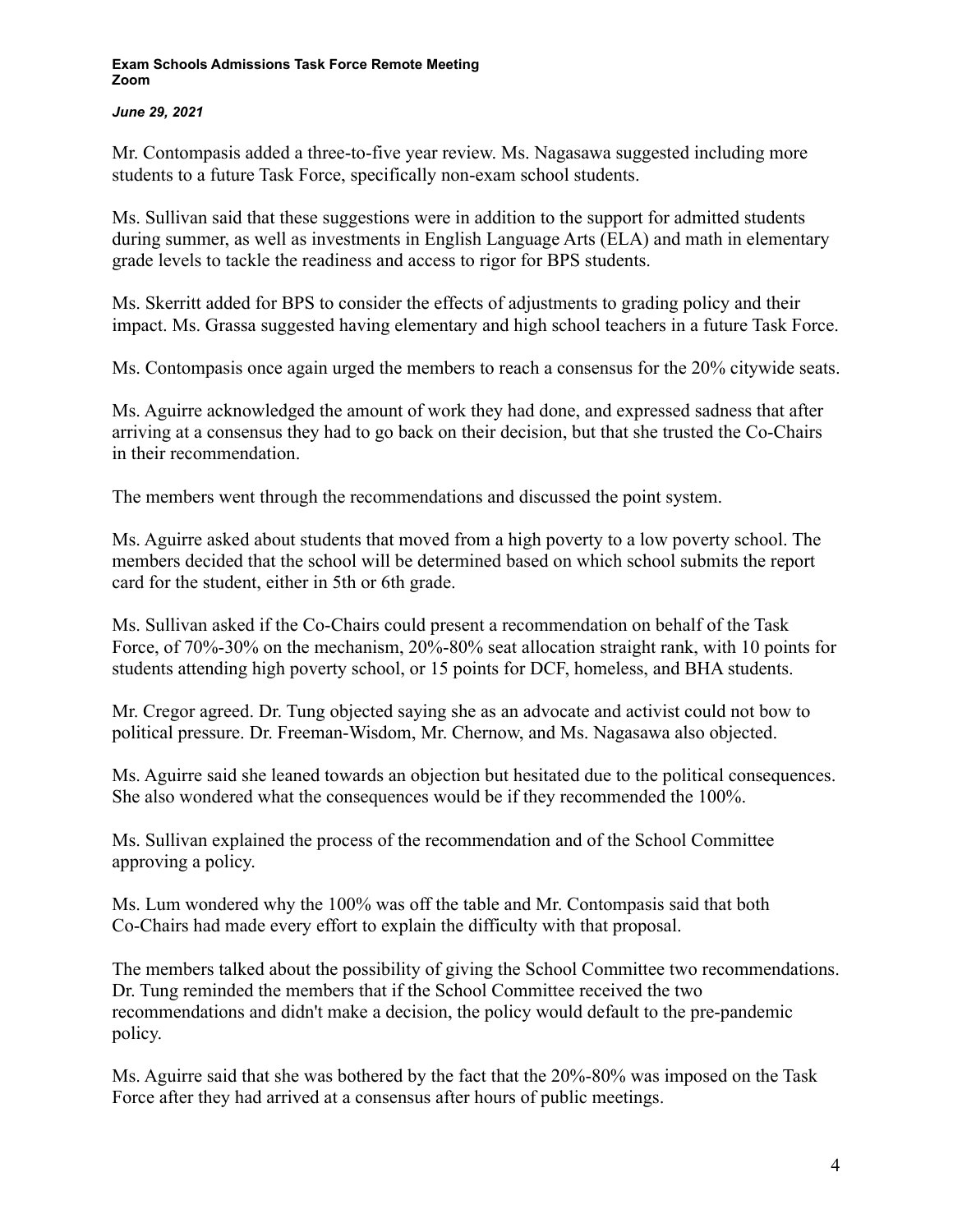Mr. Contompasis added a three-to-five year review. Ms. Nagasawa suggested including more students to a future Task Force, specifically non-exam school students.

Ms. Sullivan said that these suggestions were in addition to the support for admitted students during summer, as well as investments in English Language Arts (ELA) and math in elementary grade levels to tackle the readiness and access to rigor for BPS students.

Ms. Skerritt added for BPS to consider the effects of adjustments to grading policy and their impact. Ms. Grassa suggested having elementary and high school teachers in a future Task Force.

Ms. Contompasis once again urged the members to reach a consensus for the 20% citywide seats.

Ms. Aguirre acknowledged the amount of work they had done, and expressed sadness that after arriving at a consensus they had to go back on their decision, but that she trusted the Co-Chairs in their recommendation.

The members went through the recommendations and discussed the point system.

Ms. Aguirre asked about students that moved from a high poverty to a low poverty school. The members decided that the school will be determined based on which school submits the report card for the student, either in 5th or 6th grade.

Ms. Sullivan asked if the Co-Chairs could present a recommendation on behalf of the Task Force, of 70%-30% on the mechanism, 20%-80% seat allocation straight rank, with 10 points for students attending high poverty school, or 15 points for DCF, homeless, and BHA students.

Mr. Cregor agreed. Dr. Tung objected saying she as an advocate and activist could not bow to political pressure. Dr. Freeman-Wisdom, Mr. Chernow, and Ms. Nagasawa also objected.

Ms. Aguirre said she leaned towards an objection but hesitated due to the political consequences. She also wondered what the consequences would be if they recommended the 100%.

Ms. Sullivan explained the process of the recommendation and of the School Committee approving a policy.

Ms. Lum wondered why the 100% was off the table and Mr. Contompasis said that both Co-Chairs had made every effort to explain the difficulty with that proposal.

The members talked about the possibility of giving the School Committee two recommendations. Dr. Tung reminded the members that if the School Committee received the two recommendations and didn't make a decision, the policy would default to the pre-pandemic policy.

Ms. Aguirre said that she was bothered by the fact that the 20%-80% was imposed on the Task Force after they had arrived at a consensus after hours of public meetings.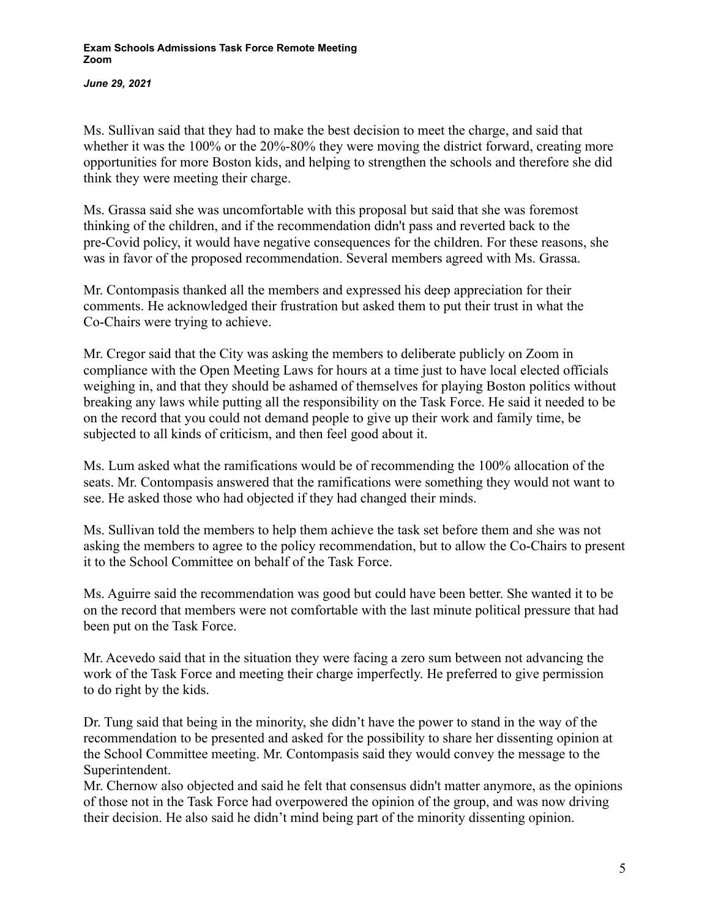Ms. Sullivan said that they had to make the best decision to meet the charge, and said that whether it was the 100% or the 20%-80% they were moving the district forward, creating more opportunities for more Boston kids, and helping to strengthen the schools and therefore she did think they were meeting their charge.

Ms. Grassa said she was uncomfortable with this proposal but said that she was foremost thinking of the children, and if the recommendation didn't pass and reverted back to the pre-Covid policy, it would have negative consequences for the children. For these reasons, she was in favor of the proposed recommendation. Several members agreed with Ms. Grassa.

Mr. Contompasis thanked all the members and expressed his deep appreciation for their comments. He acknowledged their frustration but asked them to put their trust in what the Co-Chairs were trying to achieve.

Mr. Cregor said that the City was asking the members to deliberate publicly on Zoom in compliance with the Open Meeting Laws for hours at a time just to have local elected officials weighing in, and that they should be ashamed of themselves for playing Boston politics without breaking any laws while putting all the responsibility on the Task Force. He said it needed to be on the record that you could not demand people to give up their work and family time, be subjected to all kinds of criticism, and then feel good about it.

Ms. Lum asked what the ramifications would be of recommending the 100% allocation of the seats. Mr. Contompasis answered that the ramifications were something they would not want to see. He asked those who had objected if they had changed their minds.

Ms. Sullivan told the members to help them achieve the task set before them and she was not asking the members to agree to the policy recommendation, but to allow the Co-Chairs to present it to the School Committee on behalf of the Task Force.

Ms. Aguirre said the recommendation was good but could have been better. She wanted it to be on the record that members were not comfortable with the last minute political pressure that had been put on the Task Force.

Mr. Acevedo said that in the situation they were facing a zero sum between not advancing the work of the Task Force and meeting their charge imperfectly. He preferred to give permission to do right by the kids.

Dr. Tung said that being in the minority, she didn't have the power to stand in the way of the recommendation to be presented and asked for the possibility to share her dissenting opinion at the School Committee meeting. Mr. Contompasis said they would convey the message to the Superintendent.

Mr. Chernow also objected and said he felt that consensus didn't matter anymore, as the opinions of those not in the Task Force had overpowered the opinion of the group, and was now driving their decision. He also said he didn't mind being part of the minority dissenting opinion.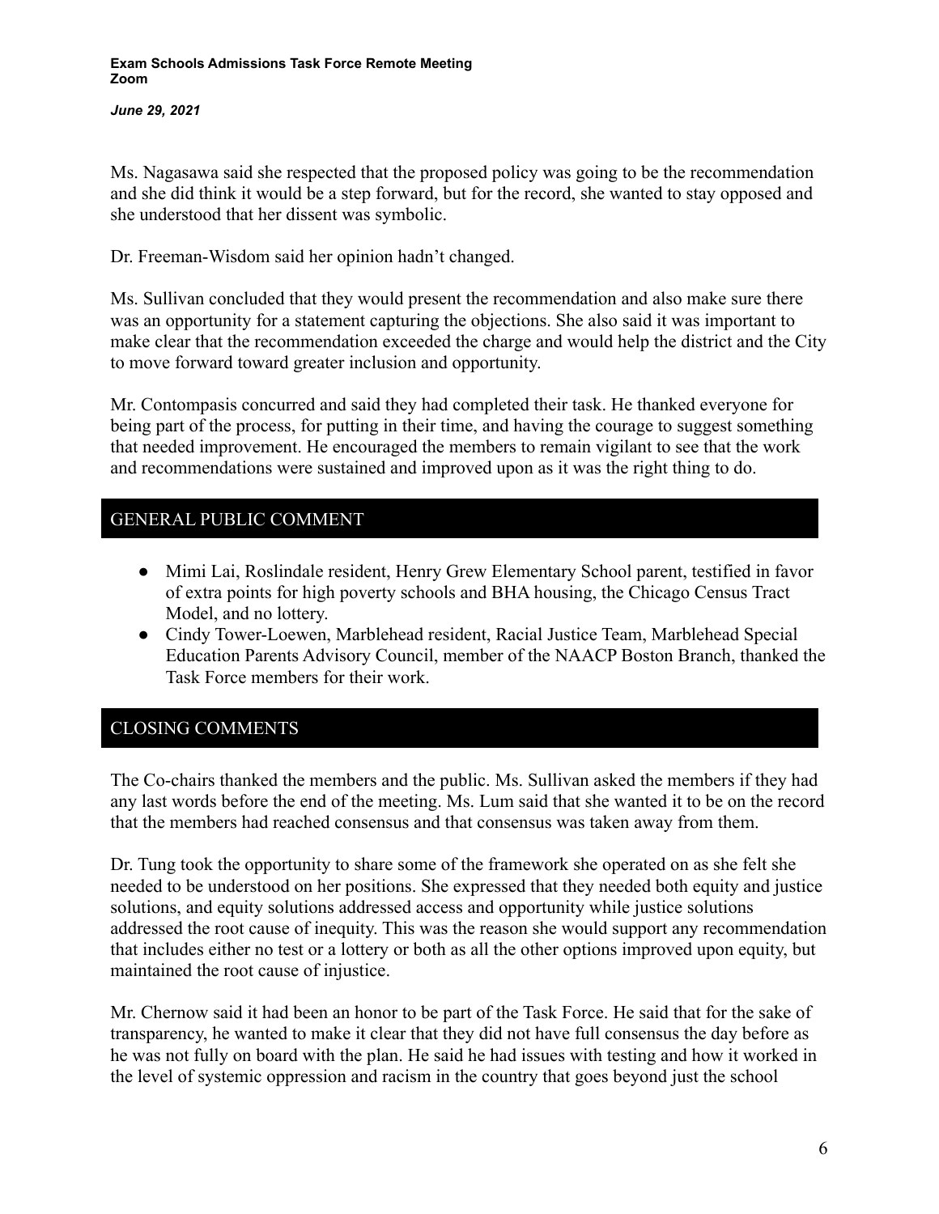Ms. Nagasawa said she respected that the proposed policy was going to be the recommendation and she did think it would be a step forward, but for the record, she wanted to stay opposed and she understood that her dissent was symbolic.

Dr. Freeman-Wisdom said her opinion hadn't changed.

Ms. Sullivan concluded that they would present the recommendation and also make sure there was an opportunity for a statement capturing the objections. She also said it was important to make clear that the recommendation exceeded the charge and would help the district and the City to move forward toward greater inclusion and opportunity.

Mr. Contompasis concurred and said they had completed their task. He thanked everyone for being part of the process, for putting in their time, and having the courage to suggest something that needed improvement. He encouraged the members to remain vigilant to see that the work and recommendations were sustained and improved upon as it was the right thing to do.

## GENERAL PUBLIC COMMENT

- Mimi Lai, Roslindale resident, Henry Grew Elementary School parent, testified in favor of extra points for high poverty schools and BHA housing, the Chicago Census Tract Model, and no lottery.
- Cindy Tower-Loewen, Marblehead resident, Racial Justice Team, Marblehead Special Education Parents Advisory Council, member of the NAACP Boston Branch, thanked the Task Force members for their work.

## CLOSING COMMENTS

The Co-chairs thanked the members and the public. Ms. Sullivan asked the members if they had any last words before the end of the meeting. Ms. Lum said that she wanted it to be on the record that the members had reached consensus and that consensus was taken away from them.

Dr. Tung took the opportunity to share some of the framework she operated on as she felt she needed to be understood on her positions. She expressed that they needed both equity and justice solutions, and equity solutions addressed access and opportunity while justice solutions addressed the root cause of inequity. This was the reason she would support any recommendation that includes either no test or a lottery or both as all the other options improved upon equity, but maintained the root cause of injustice.

Mr. Chernow said it had been an honor to be part of the Task Force. He said that for the sake of transparency, he wanted to make it clear that they did not have full consensus the day before as he was not fully on board with the plan. He said he had issues with testing and how it worked in the level of systemic oppression and racism in the country that goes beyond just the school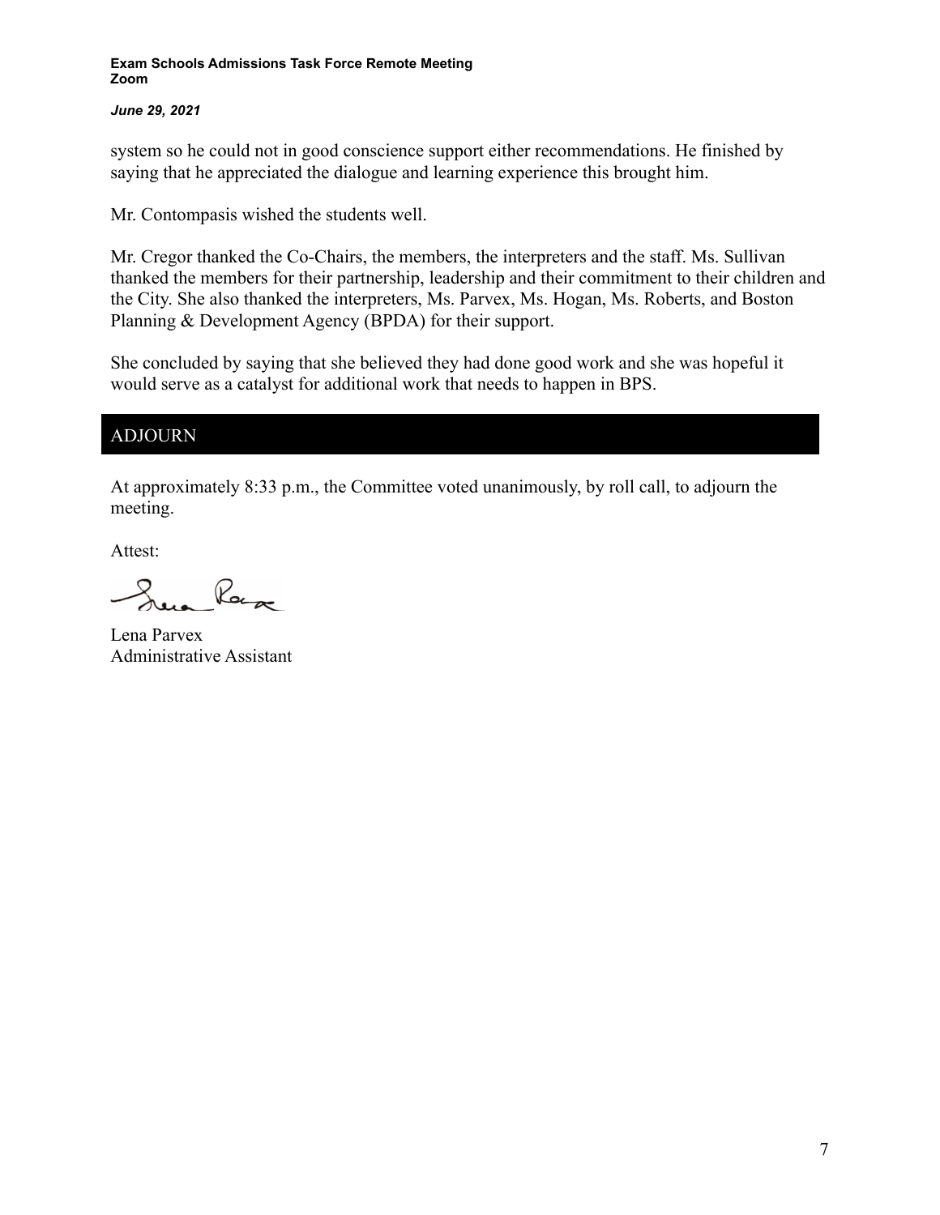system so he could not in good conscience support either recommendations. He finished by saying that he appreciated the dialogue and learning experience this brought him.

Mr. Contompasis wished the students well.

Mr. Cregor thanked the Co-Chairs, the members, the interpreters and the staff. Ms. Sullivan thanked the members for their partnership, leadership and their commitment to their children and the City. She also thanked the interpreters, Ms. Parvex, Ms. Hogan, Ms. Roberts, and Boston Planning & Development Agency (BPDA) for their support.

She concluded by saying that she believed they had done good work and she was hopeful it would serve as a catalyst for additional work that needs to happen in BPS.

## ADJOURN

At approximately 8:33 p.m., the Committee voted unanimously, by roll call, to adjourn the meeting.

Attest:

Lena Parvex
Administrative Assistant